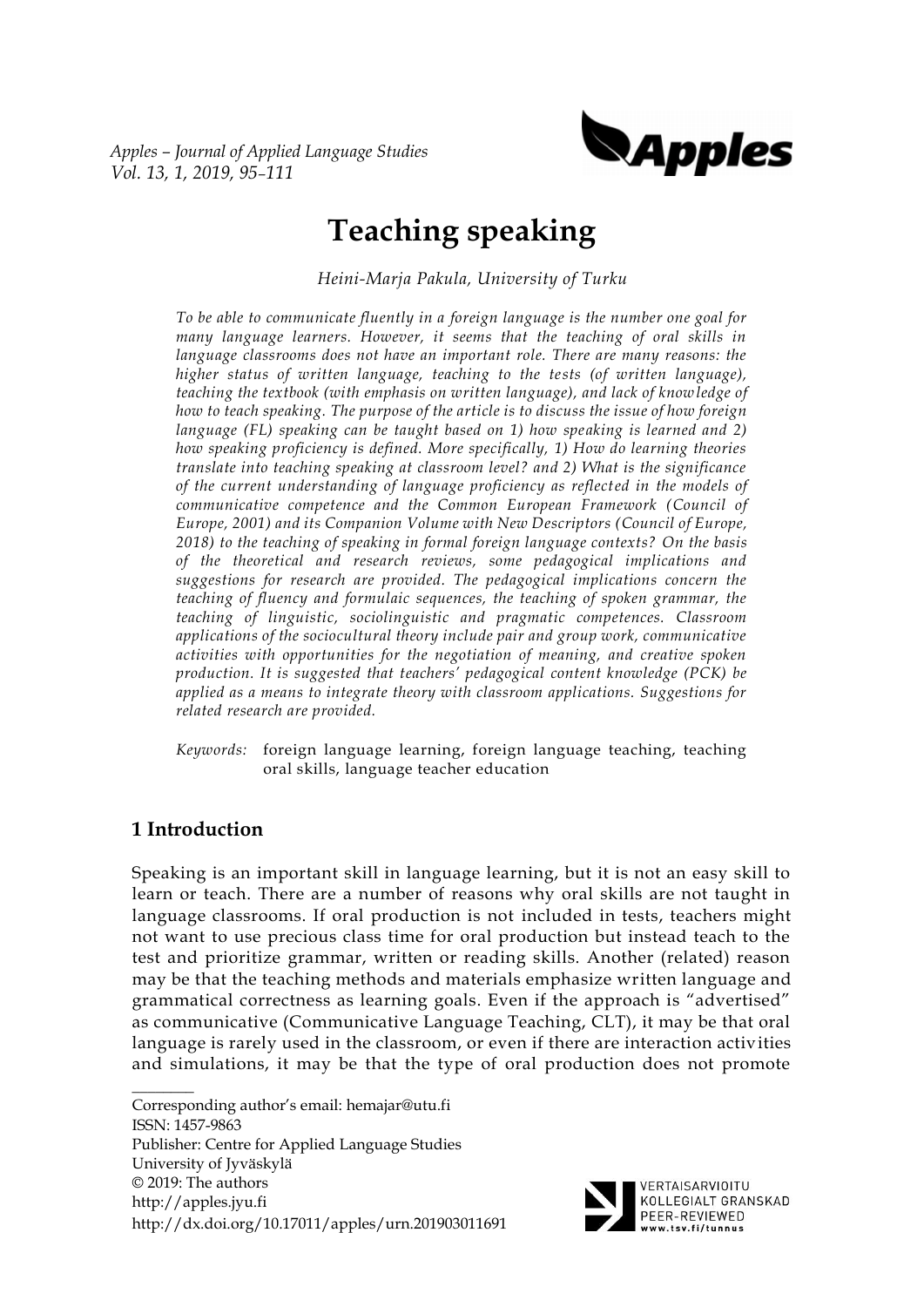# Teaching speaking

*Heini-Marja Pakula, University of Turku*

*To be able to communicate fluently in a foreign language is the number one goal for many language learners. However, it seems that the teaching of oral skills in language classrooms does not have an important role. There are many reasons: the higher status of written language, teaching to the tests (of written language), teaching the textbook (with emphasis on written language), and lack of knowledge of how to teach speaking. The purpose of the article is to discuss the issue of how foreign language (FL) speaking can be taught based on 1) how speaking is learned and 2) how speaking proficiency is defined. More specifically, 1) How do learning theories translate into teaching speaking at classroom level? and 2) What is the significance of the current understanding of language proficiency as reflected in the models of communicative competence and the Common European Framework (Council of Europe, 2001) and its Companion Volume with New Descriptors (Council of Europe, 2018) to the teaching of speaking in formal foreign language contexts? On the basis of the theoretical and research reviews, some pedagogical implications and suggestions for research are provided. The pedagogical implications concern the teaching of fluency and formulaic sequences, the teaching of spoken grammar, the teaching of linguistic, sociolinguistic and pragmatic competences. Classroom applications of the sociocultural theory include pair and group work, communicative activities with opportunities for the negotiation of meaning, and creative spoken production. It is suggested that teachers' pedagogical content knowledge (PCK) be applied as a means to integrate theory with classroom applications. Suggestions for related research are provided.*

*Keywords:* foreign language learning, foreign language teaching, teaching oral skills, language teacher education

## 1 Introduction

Speaking is an important skill in language learning, but it is not an easy skill to learn or teach. There are a number of reasons why oral skills are not taught in language classrooms. If oral production is not included in tests, teachers might not want to use precious class time for oral production but instead teach to the test and prioritize grammar, written or reading skills. Another (related) reason may be that the teaching methods and materials emphasize written language and grammatical correctness as learning goals. Even if the approach is "advertised" as communicative (Communicative Language Teaching, CLT), it may be that oral language is rarely used in the classroom, or even if there are interaction activities and simulations, it may be that the type of oral production does not promote

---

Corresponding author's email: hemajar@utu.fi
ISSN: 1457-9863
Publisher: Centre for Applied Language Studies
University of Jyväskylä
© 2019: The authors
http://apples.jyu.fi
http://dx.doi.org/10.17011/apples/urn.201903011691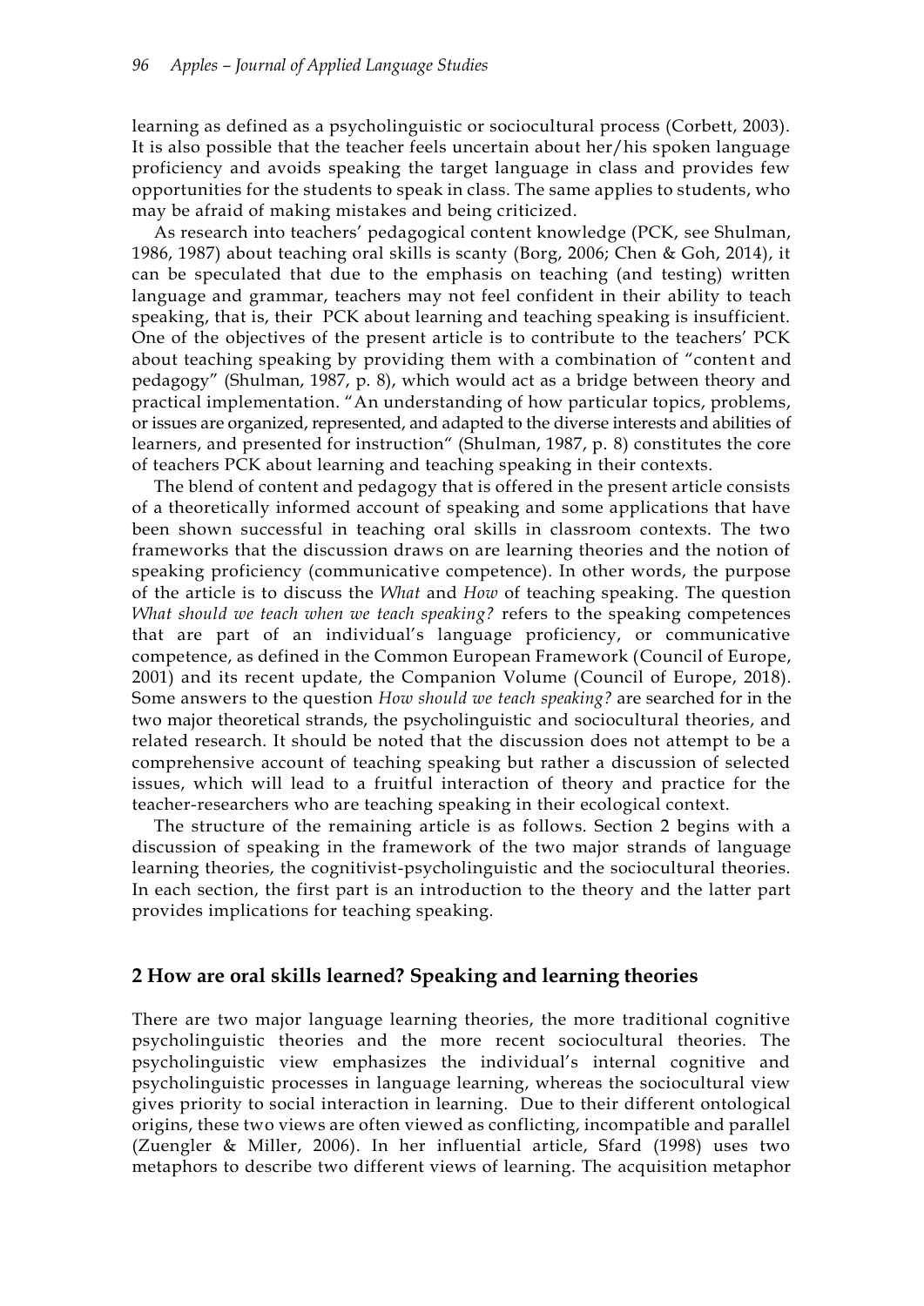learning as defined as a psycholinguistic or sociocultural process (Corbett, 2003). It is also possible that the teacher feels uncertain about her/his spoken language proficiency and avoids speaking the target language in class and provides few opportunities for the students to speak in class. The same applies to students, who may be afraid of making mistakes and being criticized.

As research into teachers' pedagogical content knowledge (PCK, see Shulman, 1986, 1987) about teaching oral skills is scanty (Borg, 2006; Chen & Goh, 2014), it can be speculated that due to the emphasis on teaching (and testing) written language and grammar, teachers may not feel confident in their ability to teach speaking, that is, their PCK about learning and teaching speaking is insufficient. One of the objectives of the present article is to contribute to the teachers' PCK about teaching speaking by providing them with a combination of "content and pedagogy" (Shulman, 1987, p. 8), which would act as a bridge between theory and practical implementation. "An understanding of how particular topics, problems, or issues are organized, represented, and adapted to the diverse interests and abilities of learners, and presented for instruction" (Shulman, 1987, p. 8) constitutes the core of teachers PCK about learning and teaching speaking in their contexts.

The blend of content and pedagogy that is offered in the present article consists of a theoretically informed account of speaking and some applications that have been shown successful in teaching oral skills in classroom contexts. The two frameworks that the discussion draws on are learning theories and the notion of speaking proficiency (communicative competence). In other words, the purpose of the article is to discuss the *What* and *How* of teaching speaking. The question *What should we teach when we teach speaking?* refers to the speaking competences that are part of an individual's language proficiency, or communicative competence, as defined in the Common European Framework (Council of Europe, 2001) and its recent update, the Companion Volume (Council of Europe, 2018). Some answers to the question *How should we teach speaking?* are searched for in the two major theoretical strands, the psycholinguistic and sociocultural theories, and related research. It should be noted that the discussion does not attempt to be a comprehensive account of teaching speaking but rather a discussion of selected issues, which will lead to a fruitful interaction of theory and practice for the teacher-researchers who are teaching speaking in their ecological context.

The structure of the remaining article is as follows. Section 2 begins with a discussion of speaking in the framework of the two major strands of language learning theories, the cognitivist-psycholinguistic and the sociocultural theories. In each section, the first part is an introduction to the theory and the latter part provides implications for teaching speaking.

## 2 How are oral skills learned? Speaking and learning theories

There are two major language learning theories, the more traditional cognitive psycholinguistic theories and the more recent sociocultural theories. The psycholinguistic view emphasizes the individual's internal cognitive and psycholinguistic processes in language learning, whereas the sociocultural view gives priority to social interaction in learning. Due to their different ontological origins, these two views are often viewed as conflicting, incompatible and parallel (Zuengler & Miller, 2006). In her influential article, Sfard (1998) uses two metaphors to describe two different views of learning. The acquisition metaphor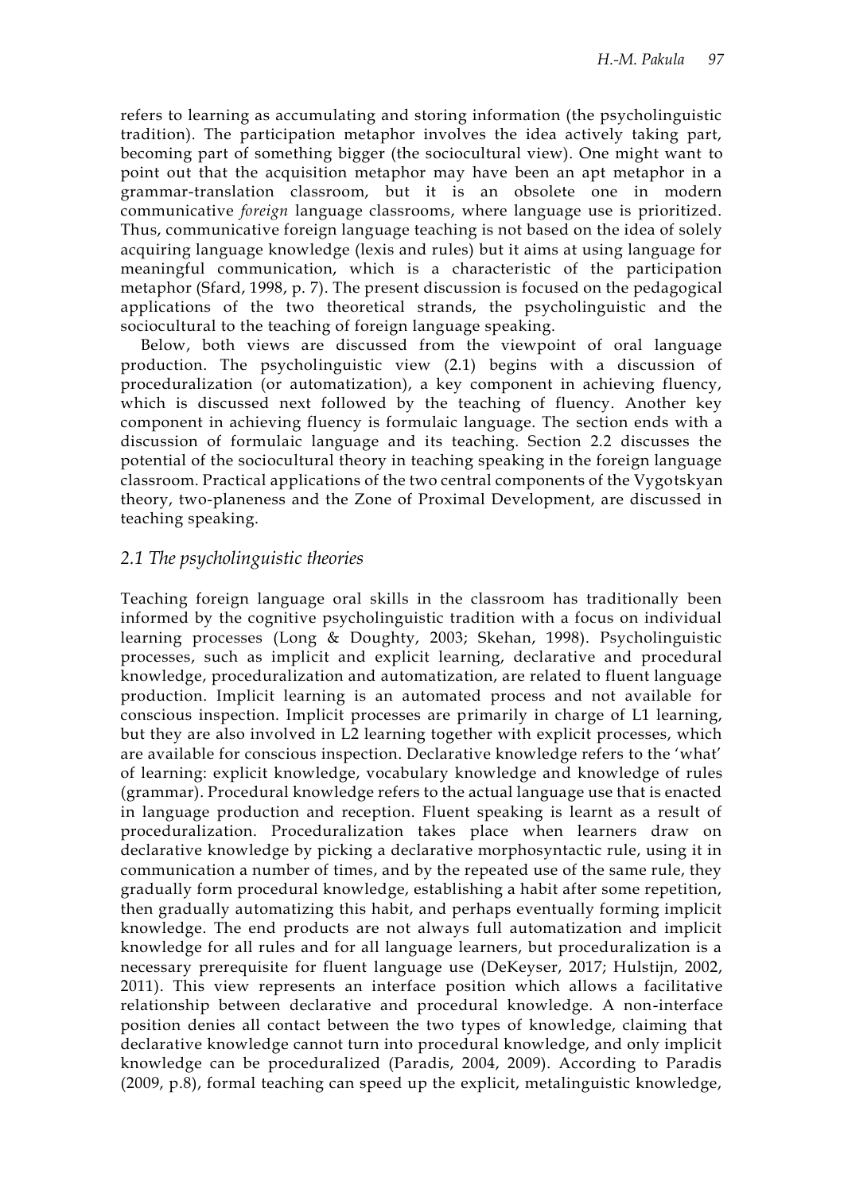refers to learning as accumulating and storing information (the psycholinguistic tradition). The participation metaphor involves the idea actively taking part, becoming part of something bigger (the sociocultural view). One might want to point out that the acquisition metaphor may have been an apt metaphor in a grammar-translation classroom, but it is an obsolete one in modern communicative *foreign* language classrooms, where language use is prioritized. Thus, communicative foreign language teaching is not based on the idea of solely acquiring language knowledge (lexis and rules) but it aims at using language for meaningful communication, which is a characteristic of the participation metaphor (Sfard, 1998, p. 7). The present discussion is focused on the pedagogical applications of the two theoretical strands, the psycholinguistic and the sociocultural to the teaching of foreign language speaking.

Below, both views are discussed from the viewpoint of oral language production. The psycholinguistic view (2.1) begins with a discussion of proceduralization (or automatization), a key component in achieving fluency, which is discussed next followed by the teaching of fluency. Another key component in achieving fluency is formulaic language. The section ends with a discussion of formulaic language and its teaching. Section 2.2 discusses the potential of the sociocultural theory in teaching speaking in the foreign language classroom. Practical applications of the two central components of the Vygotskyan theory, two-planeness and the Zone of Proximal Development, are discussed in teaching speaking.

## *2.1 The psycholinguistic theories*

Teaching foreign language oral skills in the classroom has traditionally been informed by the cognitive psycholinguistic tradition with a focus on individual learning processes (Long & Doughty, 2003; Skehan, 1998). Psycholinguistic processes, such as implicit and explicit learning, declarative and procedural knowledge, proceduralization and automatization, are related to fluent language production. Implicit learning is an automated process and not available for conscious inspection. Implicit processes are primarily in charge of L1 learning, but they are also involved in L2 learning together with explicit processes, which are available for conscious inspection. Declarative knowledge refers to the 'what' of learning: explicit knowledge, vocabulary knowledge and knowledge of rules (grammar). Procedural knowledge refers to the actual language use that is enacted in language production and reception. Fluent speaking is learnt as a result of proceduralization. Proceduralization takes place when learners draw on declarative knowledge by picking a declarative morphosyntactic rule, using it in communication a number of times, and by the repeated use of the same rule, they gradually form procedural knowledge, establishing a habit after some repetition, then gradually automatizing this habit, and perhaps eventually forming implicit knowledge. The end products are not always full automatization and implicit knowledge for all rules and for all language learners, but proceduralization is a necessary prerequisite for fluent language use (DeKeyser, 2017; Hulstijn, 2002, 2011). This view represents an interface position which allows a facilitative relationship between declarative and procedural knowledge. A non-interface position denies all contact between the two types of knowledge, claiming that declarative knowledge cannot turn into procedural knowledge, and only implicit knowledge can be proceduralized (Paradis, 2004, 2009). According to Paradis (2009, p.8), formal teaching can speed up the explicit, metalinguistic knowledge,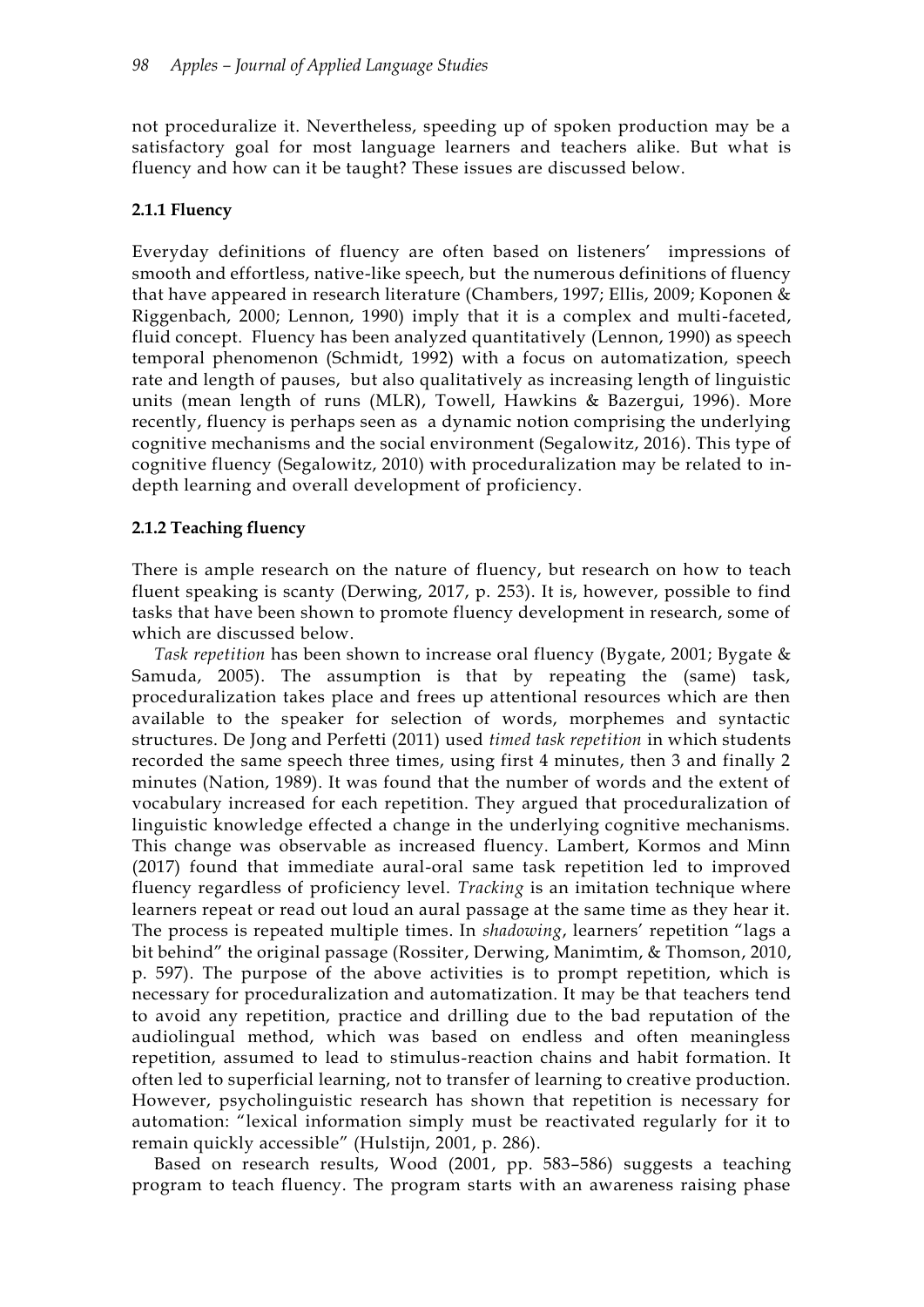not proceduralize it. Nevertheless, speeding up of spoken production may be a satisfactory goal for most language learners and teachers alike. But what is fluency and how can it be taught? These issues are discussed below.

### 2.1.1 Fluency

Everyday definitions of fluency are often based on listeners' impressions of smooth and effortless, native-like speech, but the numerous definitions of fluency that have appeared in research literature (Chambers, 1997; Ellis, 2009; Koponen & Riggenbach, 2000; Lennon, 1990) imply that it is a complex and multi-faceted, fluid concept. Fluency has been analyzed quantitatively (Lennon, 1990) as speech temporal phenomenon (Schmidt, 1992) with a focus on automatization, speech rate and length of pauses, but also qualitatively as increasing length of linguistic units (mean length of runs (MLR), Towell, Hawkins & Bazergui, 1996). More recently, fluency is perhaps seen as a dynamic notion comprising the underlying cognitive mechanisms and the social environment (Segalowitz, 2016). This type of cognitive fluency (Segalowitz, 2010) with proceduralization may be related to in-depth learning and overall development of proficiency.

### 2.1.2 Teaching fluency

There is ample research on the nature of fluency, but research on how to teach fluent speaking is scanty (Derwing, 2017, p. 253). It is, however, possible to find tasks that have been shown to promote fluency development in research, some of which are discussed below.

*Task repetition* has been shown to increase oral fluency (Bygate, 2001; Bygate & Samuda, 2005). The assumption is that by repeating the (same) task, proceduralization takes place and frees up attentional resources which are then available to the speaker for selection of words, morphemes and syntactic structures. De Jong and Perfetti (2011) used *timed task repetition* in which students recorded the same speech three times, using first 4 minutes, then 3 and finally 2 minutes (Nation, 1989). It was found that the number of words and the extent of vocabulary increased for each repetition. They argued that proceduralization of linguistic knowledge effected a change in the underlying cognitive mechanisms. This change was observable as increased fluency. Lambert, Kormos and Minn (2017) found that immediate aural-oral same task repetition led to improved fluency regardless of proficiency level. *Tracking* is an imitation technique where learners repeat or read out loud an aural passage at the same time as they hear it. The process is repeated multiple times. In *shadowing*, learners' repetition "lags a bit behind" the original passage (Rossiter, Derwing, Manimtim, & Thomson, 2010, p. 597). The purpose of the above activities is to prompt repetition, which is necessary for proceduralization and automatization. It may be that teachers tend to avoid any repetition, practice and drilling due to the bad reputation of the audiolingual method, which was based on endless and often meaningless repetition, assumed to lead to stimulus-reaction chains and habit formation. It often led to superficial learning, not to transfer of learning to creative production. However, psycholinguistic research has shown that repetition is necessary for automation: "lexical information simply must be reactivated regularly for it to remain quickly accessible" (Hulstijn, 2001, p. 286).

Based on research results, Wood (2001, pp. 583–586) suggests a teaching program to teach fluency. The program starts with an awareness raising phase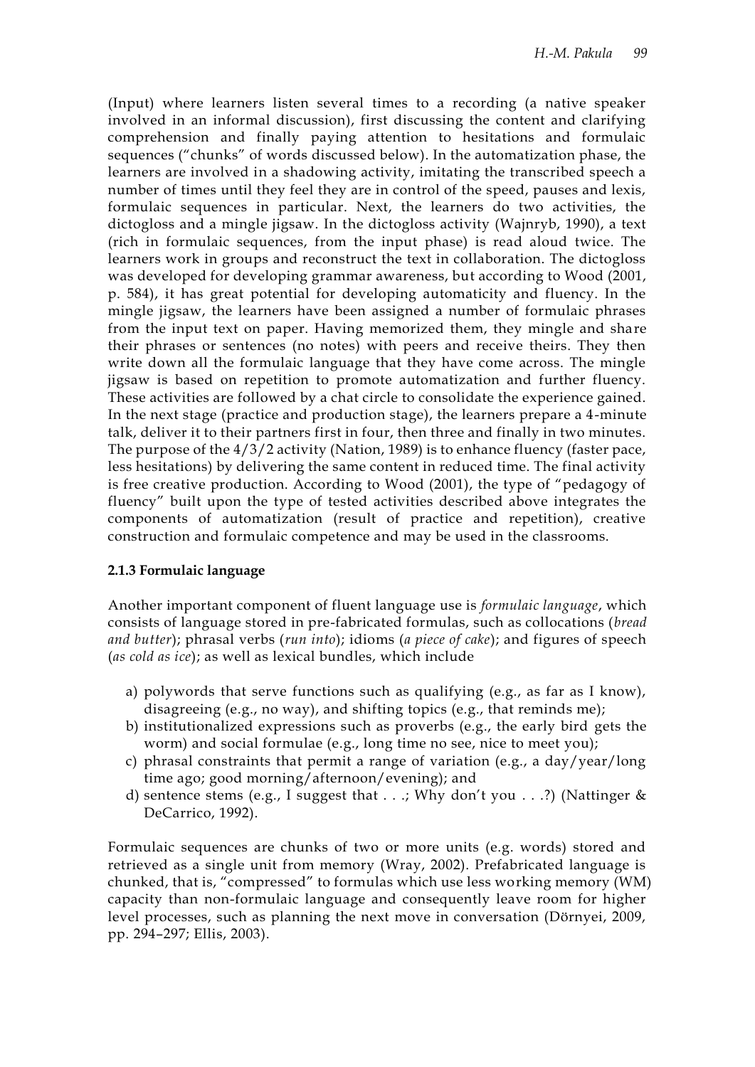(Input) where learners listen several times to a recording (a native speaker involved in an informal discussion), first discussing the content and clarifying comprehension and finally paying attention to hesitations and formulaic sequences ("chunks" of words discussed below). In the automatization phase, the learners are involved in a shadowing activity, imitating the transcribed speech a number of times until they feel they are in control of the speed, pauses and lexis, formulaic sequences in particular. Next, the learners do two activities, the dictogloss and a mingle jigsaw. In the dictogloss activity (Wajnryb, 1990), a text (rich in formulaic sequences, from the input phase) is read aloud twice. The learners work in groups and reconstruct the text in collaboration. The dictogloss was developed for developing grammar awareness, but according to Wood (2001, p. 584), it has great potential for developing automaticity and fluency. In the mingle jigsaw, the learners have been assigned a number of formulaic phrases from the input text on paper. Having memorized them, they mingle and share their phrases or sentences (no notes) with peers and receive theirs. They then write down all the formulaic language that they have come across. The mingle jigsaw is based on repetition to promote automatization and further fluency. These activities are followed by a chat circle to consolidate the experience gained. In the next stage (practice and production stage), the learners prepare a 4-minute talk, deliver it to their partners first in four, then three and finally in two minutes. The purpose of the 4/3/2 activity (Nation, 1989) is to enhance fluency (faster pace, less hesitations) by delivering the same content in reduced time. The final activity is free creative production. According to Wood (2001), the type of "pedagogy of fluency" built upon the type of tested activities described above integrates the components of automatization (result of practice and repetition), creative construction and formulaic competence and may be used in the classrooms.

### 2.1.3 Formulaic language

Another important component of fluent language use is *formulaic language*, which consists of language stored in pre-fabricated formulas, such as collocations (*bread and butter*); phrasal verbs (*run into*); idioms (*a piece of cake*); and figures of speech (*as cold as ice*); as well as lexical bundles, which include

a) polywords that serve functions such as qualifying (e.g., as far as I know), disagreeing (e.g., no way), and shifting topics (e.g., that reminds me);
b) institutionalized expressions such as proverbs (e.g., the early bird gets the worm) and social formulae (e.g., long time no see, nice to meet you);
c) phrasal constraints that permit a range of variation (e.g., a day/year/long time ago; good morning/afternoon/evening); and
d) sentence stems (e.g., I suggest that . . .; Why don't you . . .?) (Nattinger & DeCarrico, 1992).

Formulaic sequences are chunks of two or more units (e.g. words) stored and retrieved as a single unit from memory (Wray, 2002). Prefabricated language is chunked, that is, "compressed" to formulas which use less working memory (WM) capacity than non-formulaic language and consequently leave room for higher level processes, such as planning the next move in conversation (Dörnyei, 2009, pp. 294–297; Ellis, 2003).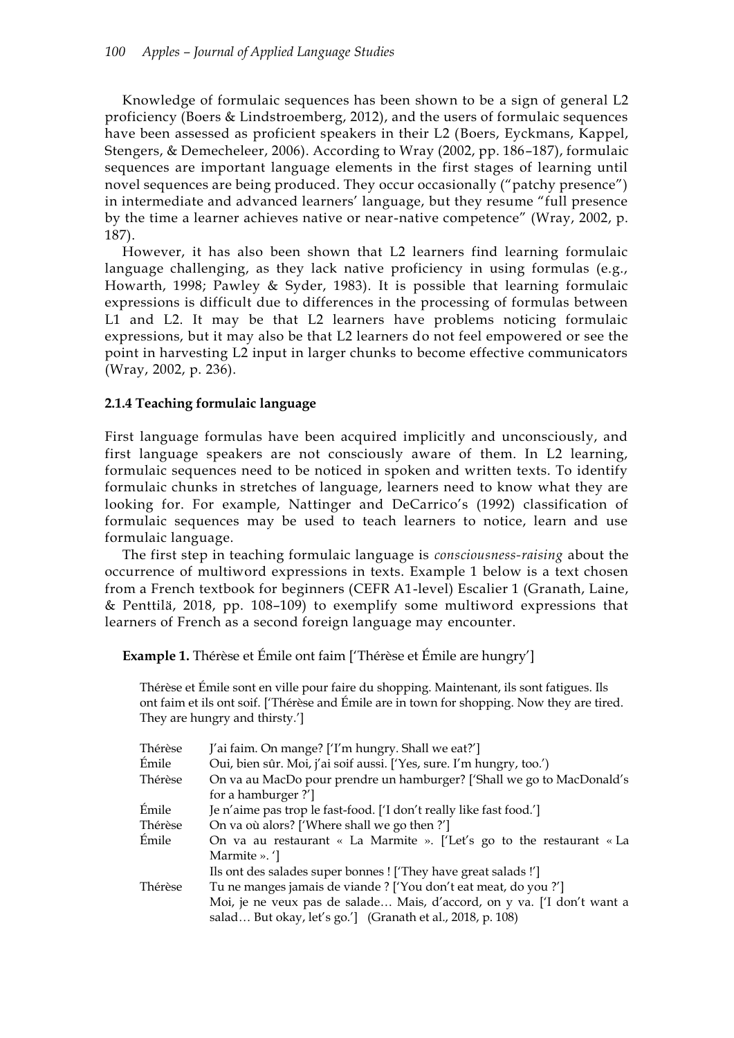Knowledge of formulaic sequences has been shown to be a sign of general L2 proficiency (Boers & Lindstroemberg, 2012), and the users of formulaic sequences have been assessed as proficient speakers in their L2 (Boers, Eyckmans, Kappel, Stengers, & Demecheleer, 2006). According to Wray (2002, pp. 186–187), formulaic sequences are important language elements in the first stages of learning until novel sequences are being produced. They occur occasionally ("patchy presence") in intermediate and advanced learners' language, but they resume "full presence by the time a learner achieves native or near-native competence" (Wray, 2002, p. 187).

However, it has also been shown that L2 learners find learning formulaic language challenging, as they lack native proficiency in using formulas (e.g., Howarth, 1998; Pawley & Syder, 1983). It is possible that learning formulaic expressions is difficult due to differences in the processing of formulas between L1 and L2. It may be that L2 learners have problems noticing formulaic expressions, but it may also be that L2 learners do not feel empowered or see the point in harvesting L2 input in larger chunks to become effective communicators (Wray, 2002, p. 236).

### 2.1.4 Teaching formulaic language

First language formulas have been acquired implicitly and unconsciously, and first language speakers are not consciously aware of them. In L2 learning, formulaic sequences need to be noticed in spoken and written texts. To identify formulaic chunks in stretches of language, learners need to know what they are looking for. For example, Nattinger and DeCarrico's (1992) classification of formulaic sequences may be used to teach learners to notice, learn and use formulaic language.

The first step in teaching formulaic language is *consciousness-raising* about the occurrence of multiword expressions in texts. Example 1 below is a text chosen from a French textbook for beginners (CEFR A1-level) Escalier 1 (Granath, Laine, & Penttilä, 2018, pp. 108–109) to exemplify some multiword expressions that learners of French as a second foreign language may encounter.

**Example 1.** Thérèse et Émile ont faim ['Thérèse et Émile are hungry']

Thérèse et Émile sont en ville pour faire du shopping. Maintenant, ils sont fatigues. Ils ont faim et ils ont soif. ['Thérèse and Émile are in town for shopping. Now they are tired. They are hungry and thirsty.']

| | |
|---|---|
| Thérèse | J'ai faim. On mange? ['I'm hungry. Shall we eat?'] |
| Émile | Oui, bien sûr. Moi, j'ai soif aussi. ['Yes, sure. I'm hungry, too.') |
| Thérèse | On va au MacDo pour prendre un hamburger? ['Shall we go to MacDonald's for a hamburger ?'] |
| Émile | Je n'aime pas trop le fast-food. ['I don't really like fast food.'] |
| Thérèse | On va où alors? ['Where shall we go then ?'] |
| Émile | On va au restaurant « La Marmite ». ['Let's go to the restaurant « La Marmite ». '] Ils ont des salades super bonnes ! ['They have great salads !'] |
| Thérèse | Tu ne manges jamais de viande ? ['You don't eat meat, do you ?'] Moi, je ne veux pas de salade… Mais, d'accord, on y va. ['I don't want a salad… But okay, let's go.'] (Granath et al., 2018, p. 108) |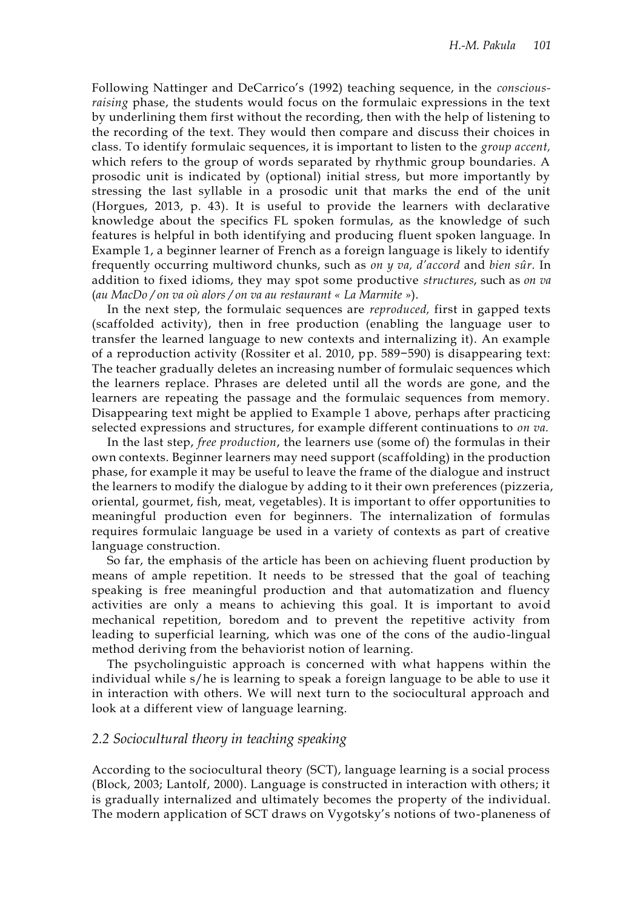Following Nattinger and DeCarrico's (1992) teaching sequence, in the *conscious-raising* phase, the students would focus on the formulaic expressions in the text by underlining them first without the recording, then with the help of listening to the recording of the text. They would then compare and discuss their choices in class. To identify formulaic sequences, it is important to listen to the *group accent,* which refers to the group of words separated by rhythmic group boundaries. A prosodic unit is indicated by (optional) initial stress, but more importantly by stressing the last syllable in a prosodic unit that marks the end of the unit (Horgues, 2013, p. 43). It is useful to provide the learners with declarative knowledge about the specifics FL spoken formulas, as the knowledge of such features is helpful in both identifying and producing fluent spoken language. In Example 1, a beginner learner of French as a foreign language is likely to identify frequently occurring multiword chunks, such as *on y va, d'accord* and *bien sûr*. In addition to fixed idioms, they may spot some productive *structures*, such as *on va* (*au MacDo / on va où alors / on va au restaurant « La Marmite »*).

In the next step, the formulaic sequences are *reproduced,* first in gapped texts (scaffolded activity), then in free production (enabling the language user to transfer the learned language to new contexts and internalizing it). An example of a reproduction activity (Rossiter et al. 2010, pp. 589−590) is disappearing text: The teacher gradually deletes an increasing number of formulaic sequences which the learners replace. Phrases are deleted until all the words are gone, and the learners are repeating the passage and the formulaic sequences from memory. Disappearing text might be applied to Example 1 above, perhaps after practicing selected expressions and structures, for example different continuations to *on va.*

In the last step, *free production*, the learners use (some of) the formulas in their own contexts. Beginner learners may need support (scaffolding) in the production phase, for example it may be useful to leave the frame of the dialogue and instruct the learners to modify the dialogue by adding to it their own preferences (pizzeria, oriental, gourmet, fish, meat, vegetables). It is important to offer opportunities to meaningful production even for beginners. The internalization of formulas requires formulaic language be used in a variety of contexts as part of creative language construction.

So far, the emphasis of the article has been on achieving fluent production by means of ample repetition. It needs to be stressed that the goal of teaching speaking is free meaningful production and that automatization and fluency activities are only a means to achieving this goal. It is important to avoid mechanical repetition, boredom and to prevent the repetitive activity from leading to superficial learning, which was one of the cons of the audio-lingual method deriving from the behaviorist notion of learning.

The psycholinguistic approach is concerned with what happens within the individual while s/he is learning to speak a foreign language to be able to use it in interaction with others. We will next turn to the sociocultural approach and look at a different view of language learning.

## *2.2 Sociocultural theory in teaching speaking*

According to the sociocultural theory (SCT), language learning is a social process (Block, 2003; Lantolf, 2000). Language is constructed in interaction with others; it is gradually internalized and ultimately becomes the property of the individual. The modern application of SCT draws on Vygotsky's notions of two-planeness of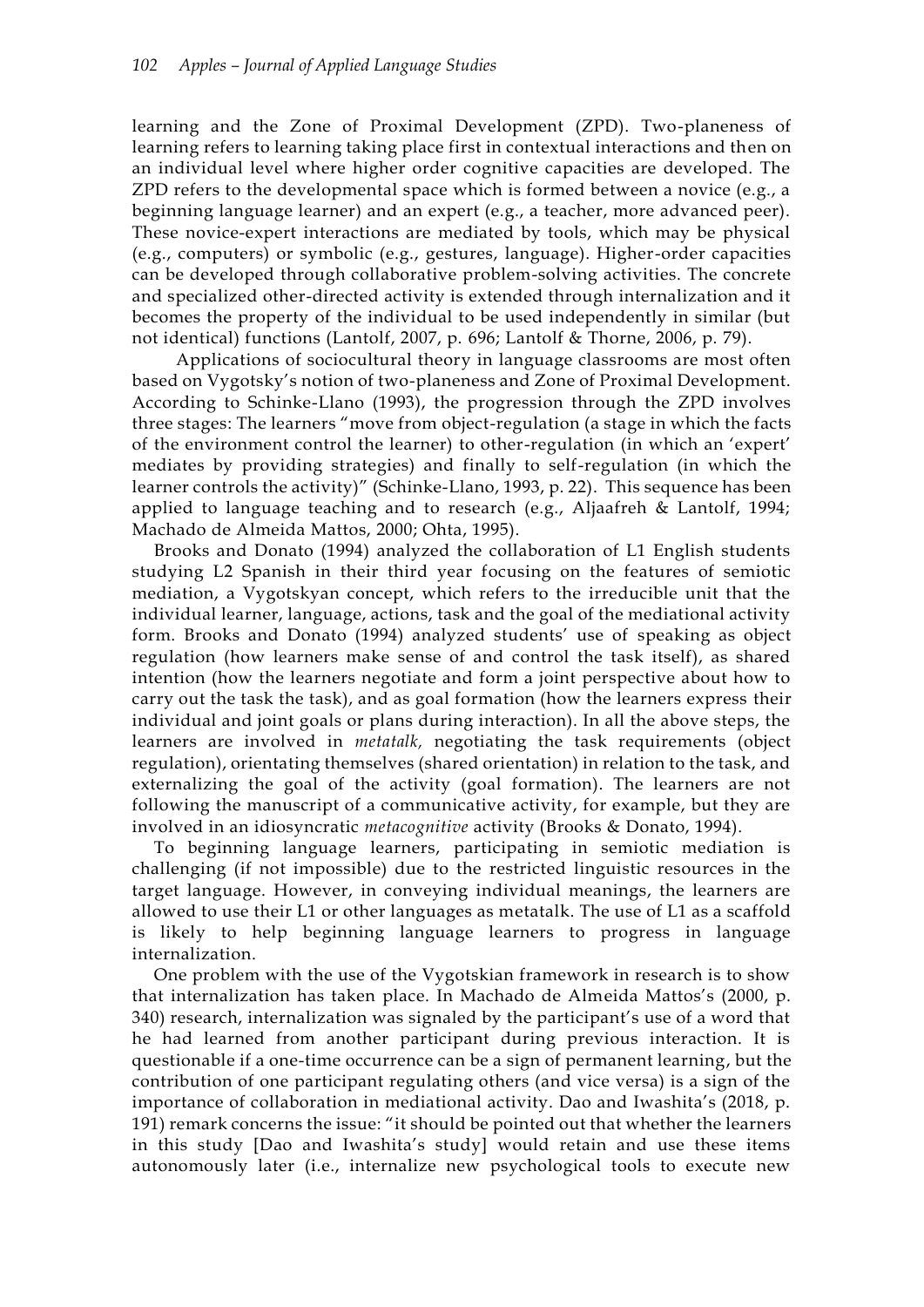learning and the Zone of Proximal Development (ZPD). Two-planeness of learning refers to learning taking place first in contextual interactions and then on an individual level where higher order cognitive capacities are developed. The ZPD refers to the developmental space which is formed between a novice (e.g., a beginning language learner) and an expert (e.g., a teacher, more advanced peer). These novice-expert interactions are mediated by tools, which may be physical (e.g., computers) or symbolic (e.g., gestures, language). Higher-order capacities can be developed through collaborative problem-solving activities. The concrete and specialized other-directed activity is extended through internalization and it becomes the property of the individual to be used independently in similar (but not identical) functions (Lantolf, 2007, p. 696; Lantolf & Thorne, 2006, p. 79).

Applications of sociocultural theory in language classrooms are most often based on Vygotsky's notion of two-planeness and Zone of Proximal Development. According to Schinke-Llano (1993), the progression through the ZPD involves three stages: The learners "move from object-regulation (a stage in which the facts of the environment control the learner) to other-regulation (in which an 'expert' mediates by providing strategies) and finally to self-regulation (in which the learner controls the activity)" (Schinke-Llano, 1993, p. 22). This sequence has been applied to language teaching and to research (e.g., Aljaafreh & Lantolf, 1994; Machado de Almeida Mattos, 2000; Ohta, 1995).

Brooks and Donato (1994) analyzed the collaboration of L1 English students studying L2 Spanish in their third year focusing on the features of semiotic mediation, a Vygotskyan concept, which refers to the irreducible unit that the individual learner, language, actions, task and the goal of the mediational activity form. Brooks and Donato (1994) analyzed students' use of speaking as object regulation (how learners make sense of and control the task itself), as shared intention (how the learners negotiate and form a joint perspective about how to carry out the task the task), and as goal formation (how the learners express their individual and joint goals or plans during interaction). In all the above steps, the learners are involved in *metatalk,* negotiating the task requirements (object regulation), orientating themselves (shared orientation) in relation to the task, and externalizing the goal of the activity (goal formation). The learners are not following the manuscript of a communicative activity, for example, but they are involved in an idiosyncratic *metacognitive* activity (Brooks & Donato, 1994).

To beginning language learners, participating in semiotic mediation is challenging (if not impossible) due to the restricted linguistic resources in the target language. However, in conveying individual meanings, the learners are allowed to use their L1 or other languages as metatalk. The use of L1 as a scaffold is likely to help beginning language learners to progress in language internalization.

One problem with the use of the Vygotskian framework in research is to show that internalization has taken place. In Machado de Almeida Mattos's (2000, p. 340) research, internalization was signaled by the participant's use of a word that he had learned from another participant during previous interaction. It is questionable if a one-time occurrence can be a sign of permanent learning, but the contribution of one participant regulating others (and vice versa) is a sign of the importance of collaboration in mediational activity. Dao and Iwashita's (2018, p. 191) remark concerns the issue: "it should be pointed out that whether the learners in this study [Dao and Iwashita's study] would retain and use these items autonomously later (i.e., internalize new psychological tools to execute new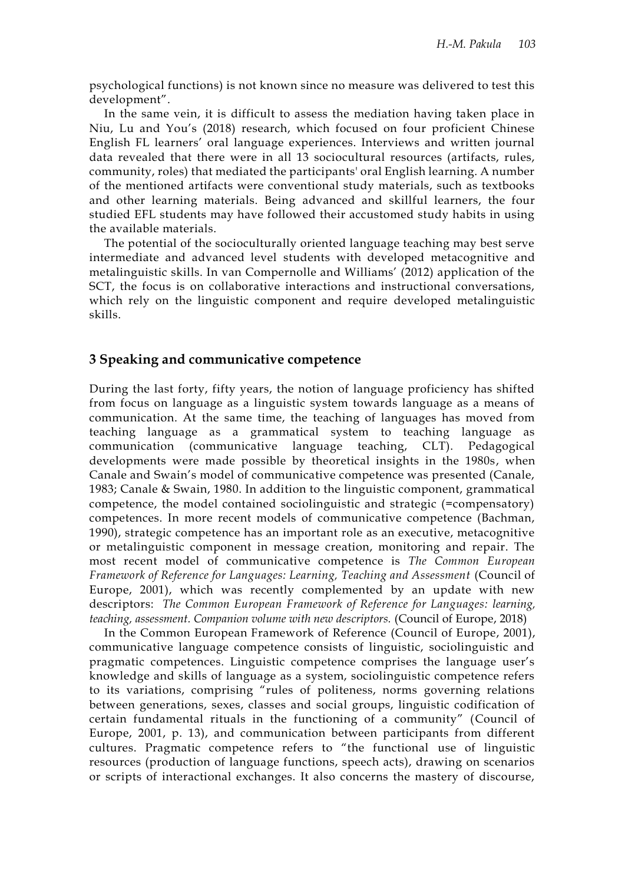psychological functions) is not known since no measure was delivered to test this development".

In the same vein, it is difficult to assess the mediation having taken place in Niu, Lu and You's (2018) research, which focused on four proficient Chinese English FL learners' oral language experiences. Interviews and written journal data revealed that there were in all 13 sociocultural resources (artifacts, rules, community, roles) that mediated the participants' oral English learning. A number of the mentioned artifacts were conventional study materials, such as textbooks and other learning materials. Being advanced and skillful learners, the four studied EFL students may have followed their accustomed study habits in using the available materials.

The potential of the socioculturally oriented language teaching may best serve intermediate and advanced level students with developed metacognitive and metalinguistic skills. In van Compernolle and Williams' (2012) application of the SCT, the focus is on collaborative interactions and instructional conversations, which rely on the linguistic component and require developed metalinguistic skills.

## 3 Speaking and communicative competence

During the last forty, fifty years, the notion of language proficiency has shifted from focus on language as a linguistic system towards language as a means of communication. At the same time, the teaching of languages has moved from teaching language as a grammatical system to teaching language as communication (communicative language teaching, CLT). Pedagogical developments were made possible by theoretical insights in the 1980s, when Canale and Swain's model of communicative competence was presented (Canale, 1983; Canale & Swain, 1980. In addition to the linguistic component, grammatical competence, the model contained sociolinguistic and strategic (=compensatory) competences. In more recent models of communicative competence (Bachman, 1990), strategic competence has an important role as an executive, metacognitive or metalinguistic component in message creation, monitoring and repair. The most recent model of communicative competence is *The Common European Framework of Reference for Languages: Learning, Teaching and Assessment* (Council of Europe, 2001), which was recently complemented by an update with new descriptors: *The Common European Framework of Reference for Languages: learning, teaching, assessment. Companion volume with new descriptors.* (Council of Europe, 2018)

In the Common European Framework of Reference (Council of Europe, 2001), communicative language competence consists of linguistic, sociolinguistic and pragmatic competences. Linguistic competence comprises the language user's knowledge and skills of language as a system, sociolinguistic competence refers to its variations, comprising "rules of politeness, norms governing relations between generations, sexes, classes and social groups, linguistic codification of certain fundamental rituals in the functioning of a community" (Council of Europe, 2001, p. 13), and communication between participants from different cultures. Pragmatic competence refers to "the functional use of linguistic resources (production of language functions, speech acts), drawing on scenarios or scripts of interactional exchanges. It also concerns the mastery of discourse,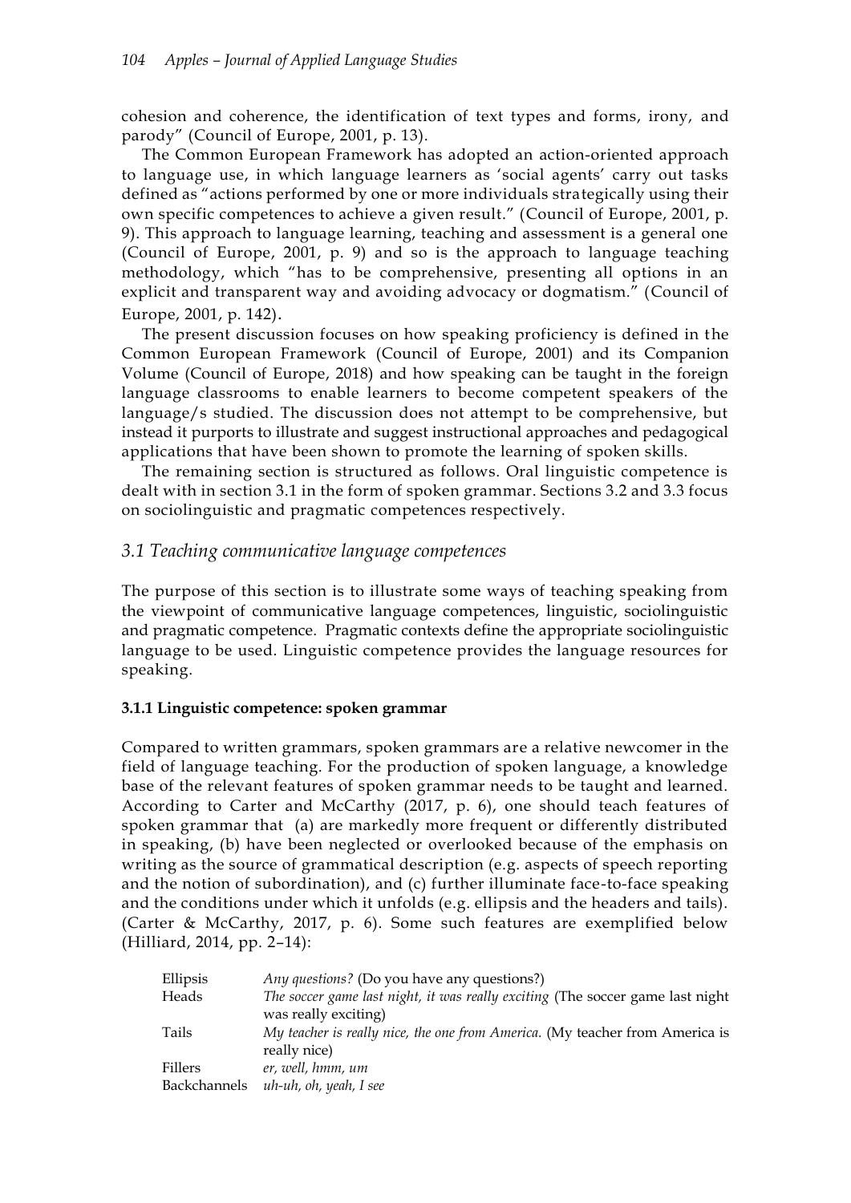cohesion and coherence, the identification of text types and forms, irony, and parody" (Council of Europe, 2001, p. 13).

The Common European Framework has adopted an action-oriented approach to language use, in which language learners as 'social agents' carry out tasks defined as "actions performed by one or more individuals strategically using their own specific competences to achieve a given result." (Council of Europe, 2001, p. 9). This approach to language learning, teaching and assessment is a general one (Council of Europe, 2001, p. 9) and so is the approach to language teaching methodology, which "has to be comprehensive, presenting all options in an explicit and transparent way and avoiding advocacy or dogmatism." (Council of Europe, 2001, p. 142).

The present discussion focuses on how speaking proficiency is defined in the Common European Framework (Council of Europe, 2001) and its Companion Volume (Council of Europe, 2018) and how speaking can be taught in the foreign language classrooms to enable learners to become competent speakers of the language/s studied. The discussion does not attempt to be comprehensive, but instead it purports to illustrate and suggest instructional approaches and pedagogical applications that have been shown to promote the learning of spoken skills.

The remaining section is structured as follows. Oral linguistic competence is dealt with in section 3.1 in the form of spoken grammar. Sections 3.2 and 3.3 focus on sociolinguistic and pragmatic competences respectively.

## *3.1 Teaching communicative language competences*

The purpose of this section is to illustrate some ways of teaching speaking from the viewpoint of communicative language competences, linguistic, sociolinguistic and pragmatic competence. Pragmatic contexts define the appropriate sociolinguistic language to be used. Linguistic competence provides the language resources for speaking.

### **3.1.1 Linguistic competence: spoken grammar**

Compared to written grammars, spoken grammars are a relative newcomer in the field of language teaching. For the production of spoken language, a knowledge base of the relevant features of spoken grammar needs to be taught and learned. According to Carter and McCarthy (2017, p. 6), one should teach features of spoken grammar that (a) are markedly more frequent or differently distributed in speaking, (b) have been neglected or overlooked because of the emphasis on writing as the source of grammatical description (e.g. aspects of speech reporting and the notion of subordination), and (c) further illuminate face-to-face speaking and the conditions under which it unfolds (e.g. ellipsis and the headers and tails). (Carter & McCarthy, 2017, p. 6). Some such features are exemplified below (Hilliard, 2014, pp. 2–14):

| | |
|---|---|
| Ellipsis | *Any questions?* (Do you have any questions?) |
| Heads | *The soccer game last night, it was really exciting* (The soccer game last night was really exciting) |
| Tails | *My teacher is really nice, the one from America.* (My teacher from America is really nice) |
| Fillers | *er, well, hmm, um* |
| Backchannels | *uh-uh, oh, yeah, I see* |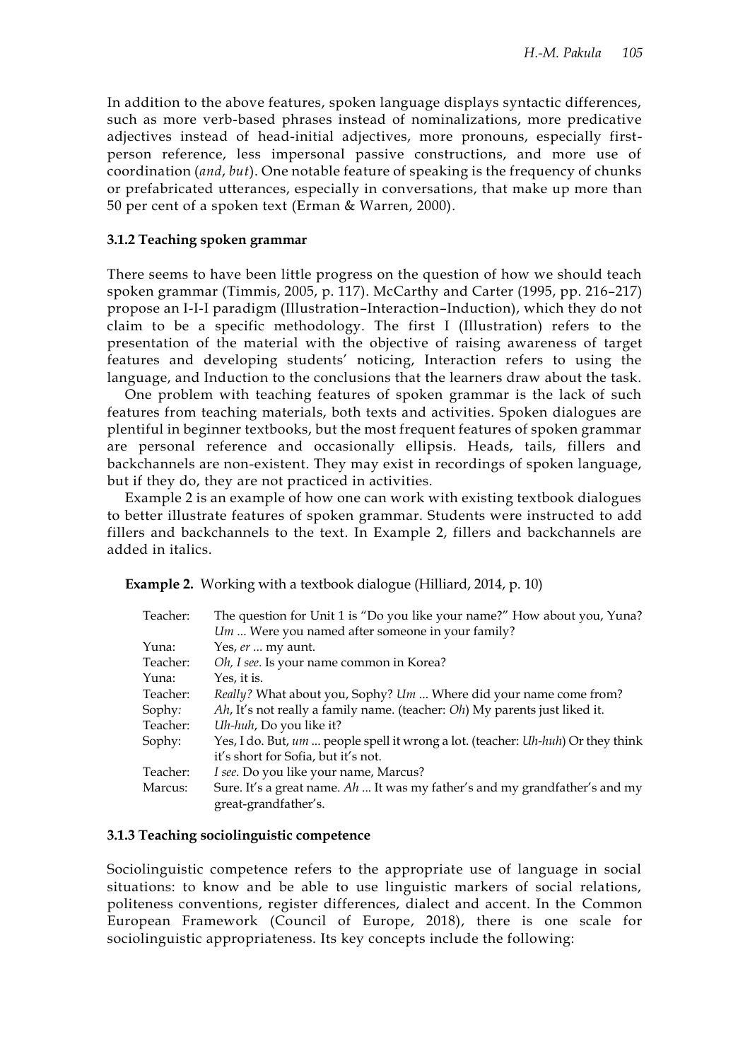In addition to the above features, spoken language displays syntactic differences, such as more verb-based phrases instead of nominalizations, more predicative adjectives instead of head-initial adjectives, more pronouns, especially first-person reference, less impersonal passive constructions, and more use of coordination (*and*, *but*). One notable feature of speaking is the frequency of chunks or prefabricated utterances, especially in conversations, that make up more than 50 per cent of a spoken text (Erman & Warren, 2000).

### 3.1.2 Teaching spoken grammar

There seems to have been little progress on the question of how we should teach spoken grammar (Timmis, 2005, p. 117). McCarthy and Carter (1995, pp. 216–217) propose an I-I-I paradigm (Illustration–Interaction–Induction), which they do not claim to be a specific methodology. The first I (Illustration) refers to the presentation of the material with the objective of raising awareness of target features and developing students' noticing, Interaction refers to using the language, and Induction to the conclusions that the learners draw about the task.

One problem with teaching features of spoken grammar is the lack of such features from teaching materials, both texts and activities. Spoken dialogues are plentiful in beginner textbooks, but the most frequent features of spoken grammar are personal reference and occasionally ellipsis. Heads, tails, fillers and backchannels are non-existent. They may exist in recordings of spoken language, but if they do, they are not practiced in activities.

Example 2 is an example of how one can work with existing textbook dialogues to better illustrate features of spoken grammar. Students were instructed to add fillers and backchannels to the text. In Example 2, fillers and backchannels are added in italics.

**Example 2.** Working with a textbook dialogue (Hilliard, 2014, p. 10)

| | |
|---|---|
| Teacher: | The question for Unit 1 is "Do you like your name?" How about you, Yuna? *Um* ... Were you named after someone in your family? |
| Yuna: | Yes, *er* ... my aunt. |
| Teacher: | *Oh, I see*. Is your name common in Korea? |
| Yuna: | Yes, it is. |
| Teacher: | *Really?* What about you, Sophy? *Um* ... Where did your name come from? |
| Sophy: | *Ah*, It's not really a family name. (teacher: *Oh*) My parents just liked it. |
| Teacher: | *Uh-huh*, Do you like it? |
| Sophy: | Yes, I do. But, *um* ... people spell it wrong a lot. (teacher: *Uh-huh*) Or they think it's short for Sofia, but it's not. |
| Teacher: | *I see*. Do you like your name, Marcus? |
| Marcus: | Sure. It's a great name. *Ah* ... It was my father's and my grandfather's and my great-grandfather's. |

### 3.1.3 Teaching sociolinguistic competence

Sociolinguistic competence refers to the appropriate use of language in social situations: to know and be able to use linguistic markers of social relations, politeness conventions, register differences, dialect and accent. In the Common European Framework (Council of Europe, 2018), there is one scale for sociolinguistic appropriateness. Its key concepts include the following: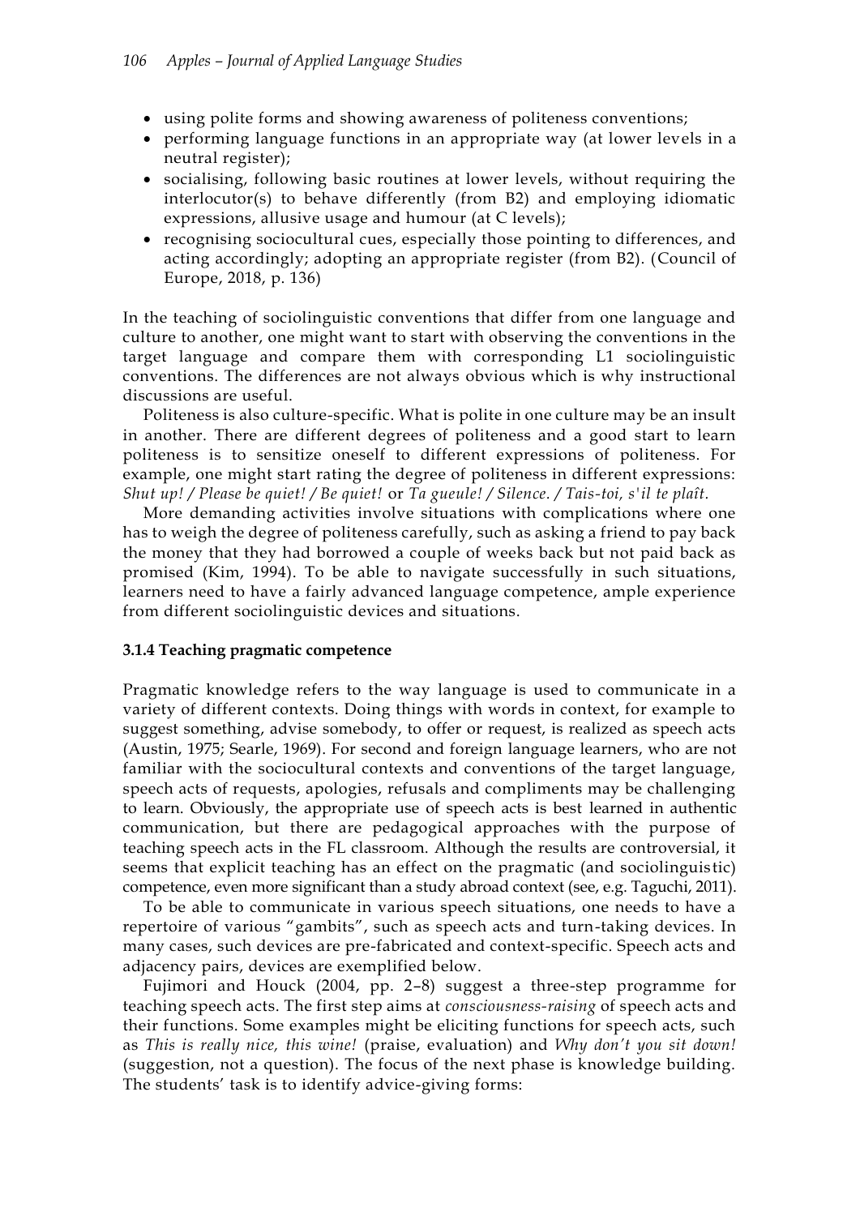- using polite forms and showing awareness of politeness conventions;
- performing language functions in an appropriate way (at lower levels in a neutral register);
- socialising, following basic routines at lower levels, without requiring the interlocutor(s) to behave differently (from B2) and employing idiomatic expressions, allusive usage and humour (at C levels);
- recognising sociocultural cues, especially those pointing to differences, and acting accordingly; adopting an appropriate register (from B2). (Council of Europe, 2018, p. 136)

In the teaching of sociolinguistic conventions that differ from one language and culture to another, one might want to start with observing the conventions in the target language and compare them with corresponding L1 sociolinguistic conventions. The differences are not always obvious which is why instructional discussions are useful.

Politeness is also culture-specific. What is polite in one culture may be an insult in another. There are different degrees of politeness and a good start to learn politeness is to sensitize oneself to different expressions of politeness. For example, one might start rating the degree of politeness in different expressions: *Shut up! / Please be quiet! / Be quiet!* or *Ta gueule! / Silence. / Tais-toi, s'il te plaît.*

More demanding activities involve situations with complications where one has to weigh the degree of politeness carefully, such as asking a friend to pay back the money that they had borrowed a couple of weeks back but not paid back as promised (Kim, 1994). To be able to navigate successfully in such situations, learners need to have a fairly advanced language competence, ample experience from different sociolinguistic devices and situations.

#### 3.1.4 Teaching pragmatic competence

Pragmatic knowledge refers to the way language is used to communicate in a variety of different contexts. Doing things with words in context, for example to suggest something, advise somebody, to offer or request, is realized as speech acts (Austin, 1975; Searle, 1969). For second and foreign language learners, who are not familiar with the sociocultural contexts and conventions of the target language, speech acts of requests, apologies, refusals and compliments may be challenging to learn. Obviously, the appropriate use of speech acts is best learned in authentic communication, but there are pedagogical approaches with the purpose of teaching speech acts in the FL classroom. Although the results are controversial, it seems that explicit teaching has an effect on the pragmatic (and sociolinguistic) competence, even more significant than a study abroad context (see, e.g. Taguchi, 2011).

To be able to communicate in various speech situations, one needs to have a repertoire of various "gambits", such as speech acts and turn-taking devices. In many cases, such devices are pre-fabricated and context-specific. Speech acts and adjacency pairs, devices are exemplified below.

Fujimori and Houck (2004, pp. 2–8) suggest a three-step programme for teaching speech acts. The first step aims at *consciousness-raising* of speech acts and their functions. Some examples might be eliciting functions for speech acts, such as *This is really nice, this wine!* (praise, evaluation) and *Why don't you sit down!* (suggestion, not a question). The focus of the next phase is knowledge building. The students' task is to identify advice-giving forms: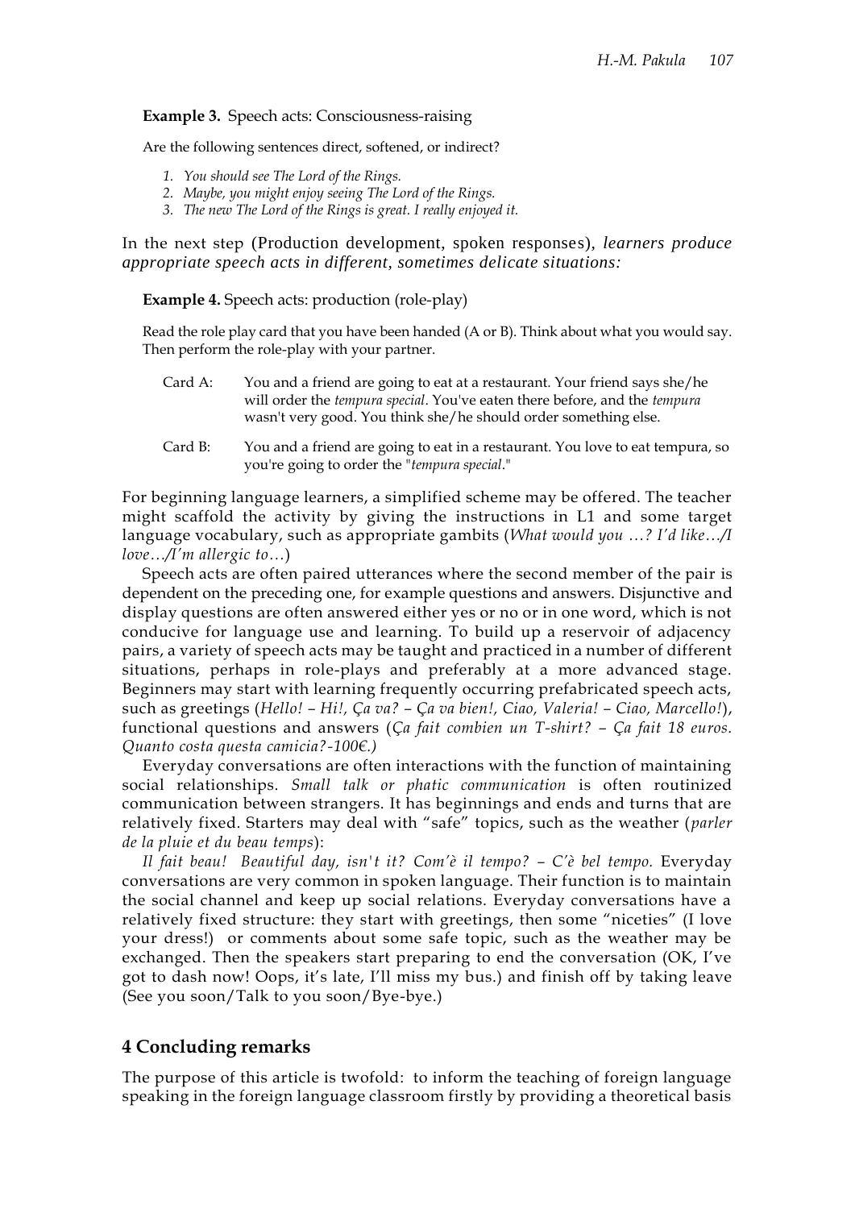**Example 3.** Speech acts: Consciousness-raising

Are the following sentences direct, softened, or indirect?

1. *You should see The Lord of the Rings.*
2. *Maybe, you might enjoy seeing The Lord of the Rings.*
3. *The new The Lord of the Rings is great. I really enjoyed it.*

In the next step (Production development, spoken responses), *learners produce appropriate speech acts in different, sometimes delicate situations:*

**Example 4.** Speech acts: production (role-play)

Read the role play card that you have been handed (A or B). Think about what you would say. Then perform the role-play with your partner.

Card A: You and a friend are going to eat at a restaurant. Your friend says she/he will order the *tempura special*. You've eaten there before, and the *tempura* wasn't very good. You think she/he should order something else.

Card B: You and a friend are going to eat in a restaurant. You love to eat tempura, so you're going to order the "*tempura special*."

For beginning language learners, a simplified scheme may be offered. The teacher might scaffold the activity by giving the instructions in L1 and some target language vocabulary, such as appropriate gambits (*What would you …? I'd like…/I love…/I'm allergic to…*)

Speech acts are often paired utterances where the second member of the pair is dependent on the preceding one, for example questions and answers. Disjunctive and display questions are often answered either yes or no or in one word, which is not conducive for language use and learning. To build up a reservoir of adjacency pairs, a variety of speech acts may be taught and practiced in a number of different situations, perhaps in role-plays and preferably at a more advanced stage. Beginners may start with learning frequently occurring prefabricated speech acts, such as greetings (*Hello! – Hi!, Ça va? – Ça va bien!, Ciao, Valeria! – Ciao, Marcello!*), functional questions and answers (*Ça fait combien un T-shirt? – Ça fait 18 euros. Quanto costa questa camicia?-100€.)*

Everyday conversations are often interactions with the function of maintaining social relationships. *Small talk or phatic communication* is often routinized communication between strangers. It has beginnings and ends and turns that are relatively fixed. Starters may deal with "safe" topics, such as the weather (*parler de la pluie et du beau temps*):

*Il fait beau! Beautiful day, isn't it? Com'è il tempo? – C'è bel tempo.* Everyday conversations are very common in spoken language. Their function is to maintain the social channel and keep up social relations. Everyday conversations have a relatively fixed structure: they start with greetings, then some "niceties" (I love your dress!) or comments about some safe topic, such as the weather may be exchanged. Then the speakers start preparing to end the conversation (OK, I've got to dash now! Oops, it's late, I'll miss my bus.) and finish off by taking leave (See you soon/Talk to you soon/Bye-bye.)

## 4 Concluding remarks

The purpose of this article is twofold: to inform the teaching of foreign language speaking in the foreign language classroom firstly by providing a theoretical basis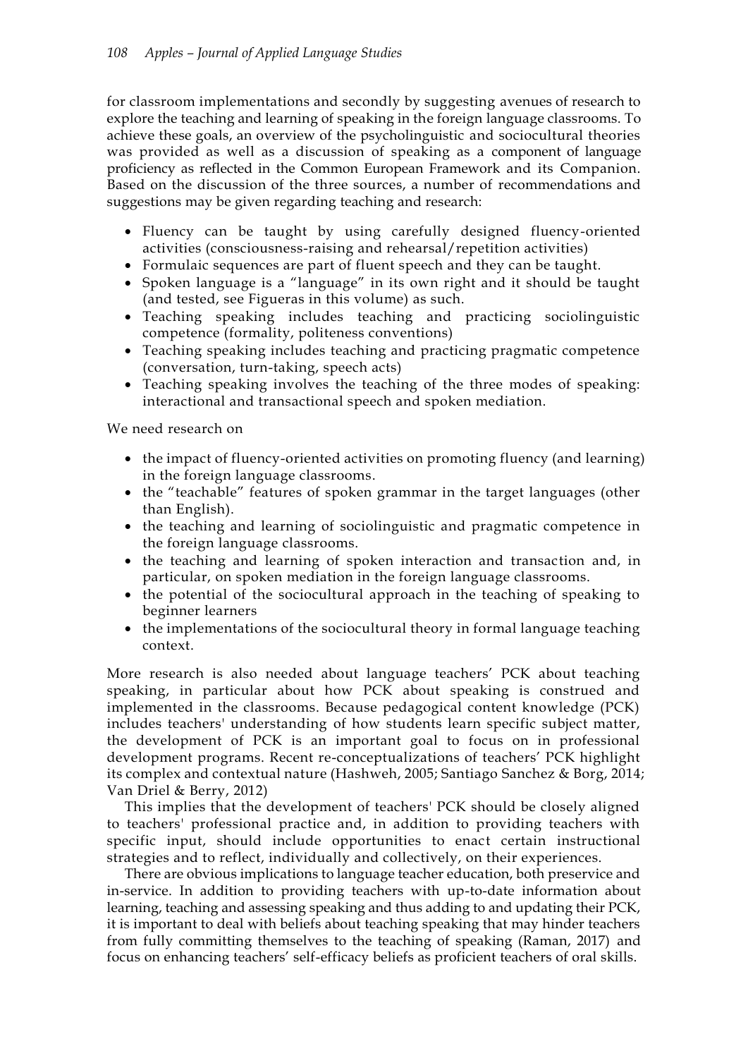for classroom implementations and secondly by suggesting avenues of research to explore the teaching and learning of speaking in the foreign language classrooms. To achieve these goals, an overview of the psycholinguistic and sociocultural theories was provided as well as a discussion of speaking as a component of language proficiency as reflected in the Common European Framework and its Companion. Based on the discussion of the three sources, a number of recommendations and suggestions may be given regarding teaching and research:

- Fluency can be taught by using carefully designed fluency-oriented activities (consciousness-raising and rehearsal/repetition activities)
- Formulaic sequences are part of fluent speech and they can be taught.
- Spoken language is a "language" in its own right and it should be taught (and tested, see Figueras in this volume) as such.
- Teaching speaking includes teaching and practicing sociolinguistic competence (formality, politeness conventions)
- Teaching speaking includes teaching and practicing pragmatic competence (conversation, turn-taking, speech acts)
- Teaching speaking involves the teaching of the three modes of speaking: interactional and transactional speech and spoken mediation.

We need research on

- the impact of fluency-oriented activities on promoting fluency (and learning) in the foreign language classrooms.
- the "teachable" features of spoken grammar in the target languages (other than English).
- the teaching and learning of sociolinguistic and pragmatic competence in the foreign language classrooms.
- the teaching and learning of spoken interaction and transaction and, in particular, on spoken mediation in the foreign language classrooms.
- the potential of the sociocultural approach in the teaching of speaking to beginner learners
- the implementations of the sociocultural theory in formal language teaching context.

More research is also needed about language teachers' PCK about teaching speaking, in particular about how PCK about speaking is construed and implemented in the classrooms. Because pedagogical content knowledge (PCK) includes teachers' understanding of how students learn specific subject matter, the development of PCK is an important goal to focus on in professional development programs. Recent re-conceptualizations of teachers' PCK highlight its complex and contextual nature (Hashweh, 2005; Santiago Sanchez & Borg, 2014; Van Driel & Berry, 2012)

This implies that the development of teachers' PCK should be closely aligned to teachers' professional practice and, in addition to providing teachers with specific input, should include opportunities to enact certain instructional strategies and to reflect, individually and collectively, on their experiences.

There are obvious implications to language teacher education, both preservice and in-service. In addition to providing teachers with up-to-date information about learning, teaching and assessing speaking and thus adding to and updating their PCK, it is important to deal with beliefs about teaching speaking that may hinder teachers from fully committing themselves to the teaching of speaking (Raman, 2017) and focus on enhancing teachers' self-efficacy beliefs as proficient teachers of oral skills.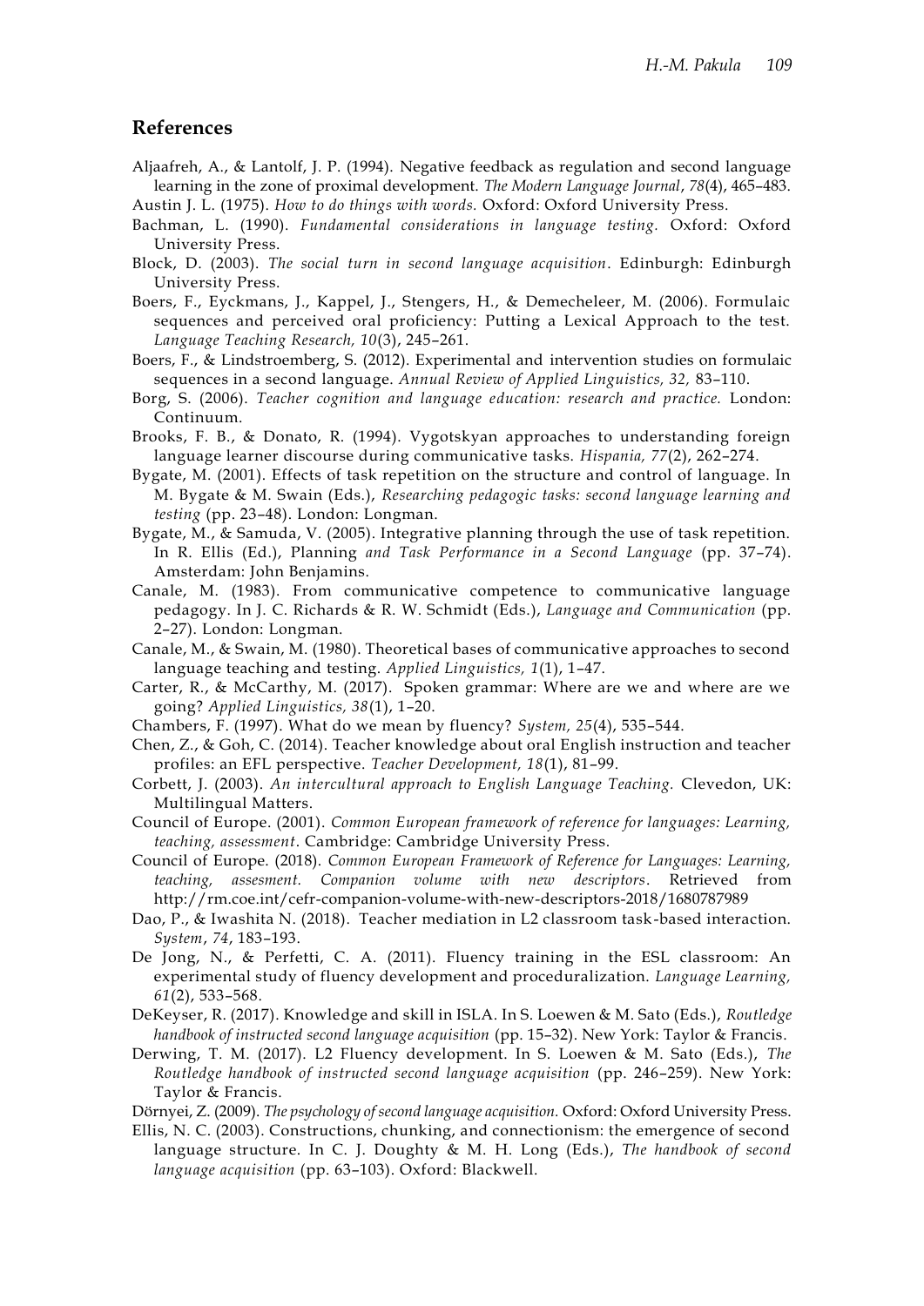## References

Aljaafreh, A., & Lantolf, J. P. (1994). Negative feedback as regulation and second language learning in the zone of proximal development. *The Modern Language Journal*, *78*(4), 465–483.

Austin J. L. (1975). *How to do things with words.* Oxford: Oxford University Press.

Bachman, L. (1990). *Fundamental considerations in language testing.* Oxford: Oxford University Press.

Block, D. (2003). *The social turn in second language acquisition*. Edinburgh: Edinburgh University Press.

Boers, F., Eyckmans, J., Kappel, J., Stengers, H., & Demecheleer, M. (2006). Formulaic sequences and perceived oral proficiency: Putting a Lexical Approach to the test. *Language Teaching Research, 10*(3), 245–261.

Boers, F., & Lindstroemberg, S. (2012). Experimental and intervention studies on formulaic sequences in a second language. *Annual Review of Applied Linguistics, 32,* 83–110.

Borg, S. (2006). *Teacher cognition and language education: research and practice.* London: Continuum.

Brooks, F. B., & Donato, R. (1994). Vygotskyan approaches to understanding foreign language learner discourse during communicative tasks. *Hispania, 77*(2), 262–274.

Bygate, M. (2001). Effects of task repetition on the structure and control of language. In M. Bygate & M. Swain (Eds.), *Researching pedagogic tasks: second language learning and testing* (pp. 23–48). London: Longman.

Bygate, M., & Samuda, V. (2005). Integrative planning through the use of task repetition. In R. Ellis (Ed.), Planning *and Task Performance in a Second Language* (pp. 37–74). Amsterdam: John Benjamins.

Canale, M. (1983). From communicative competence to communicative language pedagogy. In J. C. Richards & R. W. Schmidt (Eds.), *Language and Communication* (pp. 2–27). London: Longman.

Canale, M., & Swain, M. (1980). Theoretical bases of communicative approaches to second language teaching and testing. *Applied Linguistics, 1*(1), 1–47.

Carter, R., & McCarthy, M. (2017). Spoken grammar: Where are we and where are we going? *Applied Linguistics, 38*(1), 1–20.

Chambers, F. (1997). What do we mean by fluency? *System, 25*(4), 535–544.

Chen, Z., & Goh, C. (2014). Teacher knowledge about oral English instruction and teacher profiles: an EFL perspective. *Teacher Development, 18*(1), 81–99.

Corbett, J. (2003). *An intercultural approach to English Language Teaching.* Clevedon, UK: Multilingual Matters.

Council of Europe. (2001). *Common European framework of reference for languages: Learning, teaching, assessment*. Cambridge: Cambridge University Press.

Council of Europe. (2018). *Common European Framework of Reference for Languages: Learning, teaching, assesment. Companion volume with new descriptors*. Retrieved from http://rm.coe.int/cefr-companion-volume-with-new-descriptors-2018/1680787989

Dao, P., & Iwashita N. (2018). Teacher mediation in L2 classroom task-based interaction. *System*, *74*, 183–193.

De Jong, N., & Perfetti, C. A. (2011). Fluency training in the ESL classroom: An experimental study of fluency development and proceduralization. *Language Learning, 61*(2), 533–568.

DeKeyser, R. (2017). Knowledge and skill in ISLA. In S. Loewen & M. Sato (Eds.), *Routledge handbook of instructed second language acquisition* (pp. 15–32). New York: Taylor & Francis.

Derwing, T. M. (2017). L2 Fluency development. In S. Loewen & M. Sato (Eds.), *The Routledge handbook of instructed second language acquisition* (pp. 246–259). New York: Taylor & Francis.

Dörnyei, Z. (2009). *The psychology of second language acquisition.* Oxford: Oxford University Press.

Ellis, N. C. (2003). Constructions, chunking, and connectionism: the emergence of second language structure. In C. J. Doughty & M. H. Long (Eds.), *The handbook of second language acquisition* (pp. 63–103). Oxford: Blackwell.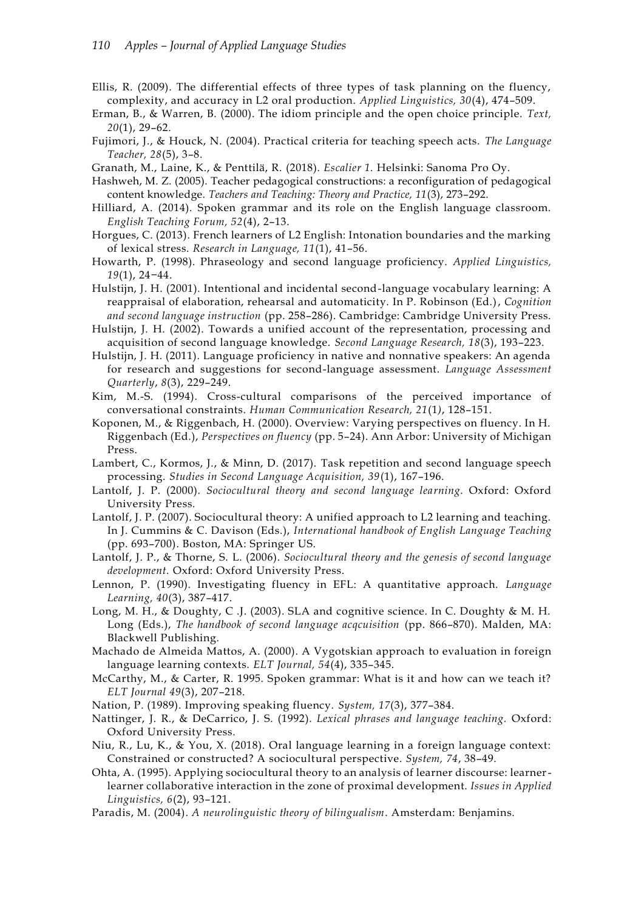Ellis, R. (2009). The differential effects of three types of task planning on the fluency, complexity, and accuracy in L2 oral production. *Applied Linguistics, 30*(4), 474–509.

Erman, B., & Warren, B. (2000). The idiom principle and the open choice principle. *Text, 20*(1), 29–62.

Fujimori, J., & Houck, N. (2004). Practical criteria for teaching speech acts. *The Language Teacher, 28*(5), 3–8.

Granath, M., Laine, K., & Penttilä, R. (2018). *Escalier 1.* Helsinki: Sanoma Pro Oy.

Hashweh, M. Z. (2005). Teacher pedagogical constructions: a reconfiguration of pedagogical content knowledge. *Teachers and Teaching: Theory and Practice, 11*(3), 273–292.

Hilliard, A. (2014). Spoken grammar and its role on the English language classroom. *English Teaching Forum, 52*(4), 2–13.

Horgues, C. (2013). French learners of L2 English: Intonation boundaries and the marking of lexical stress. *Research in Language, 11*(1), 41–56.

Howarth, P. (1998). Phraseology and second language proficiency. *Applied Linguistics, 19*(1), 24−44.

Hulstijn, J. H. (2001). Intentional and incidental second-language vocabulary learning: A reappraisal of elaboration, rehearsal and automaticity. In P. Robinson (Ed.), *Cognition and second language instruction* (pp. 258–286). Cambridge: Cambridge University Press.

Hulstijn, J. H. (2002). Towards a unified account of the representation, processing and acquisition of second language knowledge. *Second Language Research, 18*(3), 193–223.

Hulstijn, J. H. (2011). Language proficiency in native and nonnative speakers: An agenda for research and suggestions for second-language assessment. *Language Assessment Quarterly*, *8*(3), 229–249.

Kim, M.-S. (1994). Cross-cultural comparisons of the perceived importance of conversational constraints. *Human Communication Research, 21*(1), 128–151.

Koponen, M., & Riggenbach, H. (2000). Overview: Varying perspectives on fluency. In H. Riggenbach (Ed.), *Perspectives on fluency* (pp. 5–24). Ann Arbor: University of Michigan Press.

Lambert, C., Kormos, J., & Minn, D. (2017). Task repetition and second language speech processing. *Studies in Second Language Acquisition, 39*(1), 167–196.

Lantolf, J. P. (2000). *Sociocultural theory and second language learning*. Oxford: Oxford University Press.

Lantolf, J. P. (2007). Sociocultural theory: A unified approach to L2 learning and teaching. In J. Cummins & C. Davison (Eds.), *International handbook of English Language Teaching* (pp. 693–700). Boston, MA: Springer US.

Lantolf, J. P., & Thorne, S. L. (2006). *Sociocultural theory and the genesis of second language development.* Oxford: Oxford University Press.

Lennon, P. (1990). Investigating fluency in EFL: A quantitative approach. *Language Learning, 40*(3), 387–417.

Long, M. H., & Doughty, C .J. (2003). SLA and cognitive science. In C. Doughty & M. H. Long (Eds.), *The handbook of second language acqcuisition* (pp. 866–870). Malden, MA: Blackwell Publishing.

Machado de Almeida Mattos, A. (2000). A Vygotskian approach to evaluation in foreign language learning contexts. *ELT Journal, 54*(4), 335–345.

McCarthy, M., & Carter, R. 1995. Spoken grammar: What is it and how can we teach it? *ELT Journal 49*(3), 207–218.

Nation, P. (1989). Improving speaking fluency. *System, 17*(3), 377–384.

Nattinger, J. R., & DeCarrico, J. S. (1992). *Lexical phrases and language teaching.* Oxford: Oxford University Press.

Niu, R., Lu, K., & You, X. (2018). Oral language learning in a foreign language context: Constrained or constructed? A sociocultural perspective. *System, 74*, 38–49.

Ohta, A. (1995). Applying sociocultural theory to an analysis of learner discourse: learner-learner collaborative interaction in the zone of proximal development. *Issues in Applied Linguistics, 6*(2), 93–121.

Paradis, M. (2004). *A neurolinguistic theory of bilingualism*. Amsterdam: Benjamins.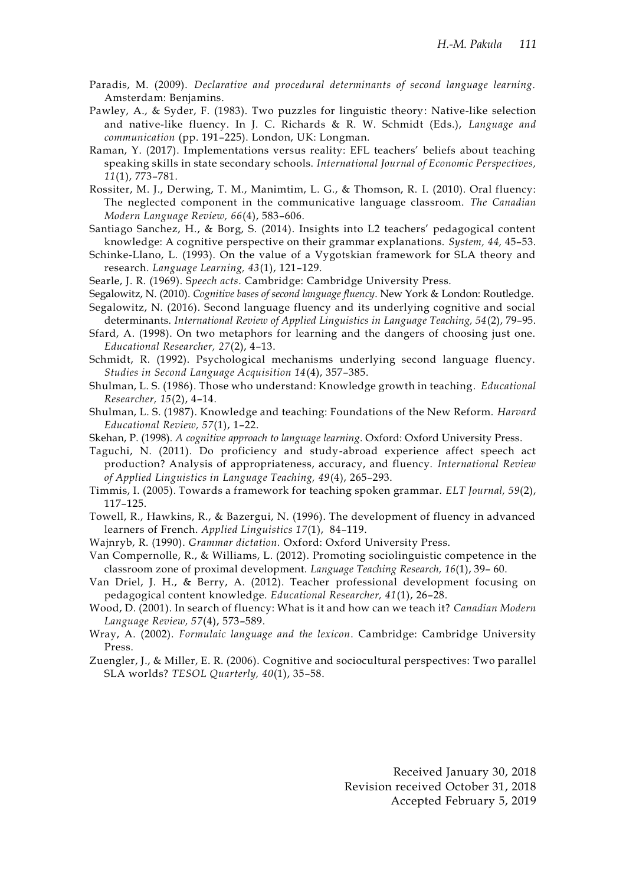Paradis, M. (2009). *Declarative and procedural determinants of second language learning*. Amsterdam: Benjamins.

Pawley, A., & Syder, F. (1983). Two puzzles for linguistic theory: Native-like selection and native-like fluency. In J. C. Richards & R. W. Schmidt (Eds.), *Language and communication* (pp. 191–225). London, UK: Longman.

Raman, Y. (2017). Implementations versus reality: EFL teachers' beliefs about teaching speaking skills in state secondary schools. *International Journal of Economic Perspectives, 11*(1), 773–781.

Rossiter, M. J., Derwing, T. M., Manimtim, L. G., & Thomson, R. I. (2010). Oral fluency: The neglected component in the communicative language classroom. *The Canadian Modern Language Review, 66*(4), 583–606.

Santiago Sanchez, H., & Borg, S. (2014). Insights into L2 teachers' pedagogical content knowledge: A cognitive perspective on their grammar explanations. *System, 44,* 45–53.

Schinke-Llano, L. (1993). On the value of a Vygotskian framework for SLA theory and research. *Language Learning, 43*(1), 121–129.

Searle, J. R. (1969). S*peech acts*. Cambridge: Cambridge University Press.

Segalowitz, N. (2010). *Cognitive bases of second language fluency*. New York & London: Routledge.

Segalowitz, N. (2016). Second language fluency and its underlying cognitive and social determinants. *International Review of Applied Linguistics in Language Teaching, 54*(2), 79–95.

Sfard, A. (1998). On two metaphors for learning and the dangers of choosing just one. *Educational Researcher, 27*(2), 4–13.

Schmidt, R. (1992). Psychological mechanisms underlying second language fluency. *Studies in Second Language Acquisition 14*(4), 357–385.

Shulman, L. S. (1986). Those who understand: Knowledge growth in teaching. *Educational Researcher, 15*(2), 4–14.

Shulman, L. S. (1987). Knowledge and teaching: Foundations of the New Reform. *Harvard Educational Review, 57*(1), 1–22.

Skehan, P. (1998). *A cognitive approach to language learning*. Oxford: Oxford University Press.

Taguchi, N. (2011). Do proficiency and study-abroad experience affect speech act production? Analysis of appropriateness, accuracy, and fluency. *International Review of Applied Linguistics in Language Teaching, 49*(4), 265–293.

Timmis, I. (2005). Towards a framework for teaching spoken grammar. *ELT Journal, 59*(2), 117–125.

Towell, R., Hawkins, R., & Bazergui, N. (1996). The development of fluency in advanced learners of French. *Applied Linguistics 17*(1), 84–119.

Wajnryb, R. (1990). *Grammar dictation.* Oxford: Oxford University Press.

Van Compernolle, R., & Williams, L. (2012). Promoting sociolinguistic competence in the classroom zone of proximal development. *Language Teaching Research, 16*(1), 39– 60.

Van Driel, J. H., & Berry, A. (2012). Teacher professional development focusing on pedagogical content knowledge. *Educational Researcher, 41*(1), 26–28.

Wood, D. (2001). In search of fluency: What is it and how can we teach it? *Canadian Modern Language Review, 57*(4), 573–589.

Wray, A. (2002). *Formulaic language and the lexicon*. Cambridge: Cambridge University Press.

Zuengler, J., & Miller, E. R. (2006). Cognitive and sociocultural perspectives: Two parallel SLA worlds? *TESOL Quarterly, 40*(1), 35–58.

Received January 30, 2018
Revision received October 31, 2018
Accepted February 5, 2019